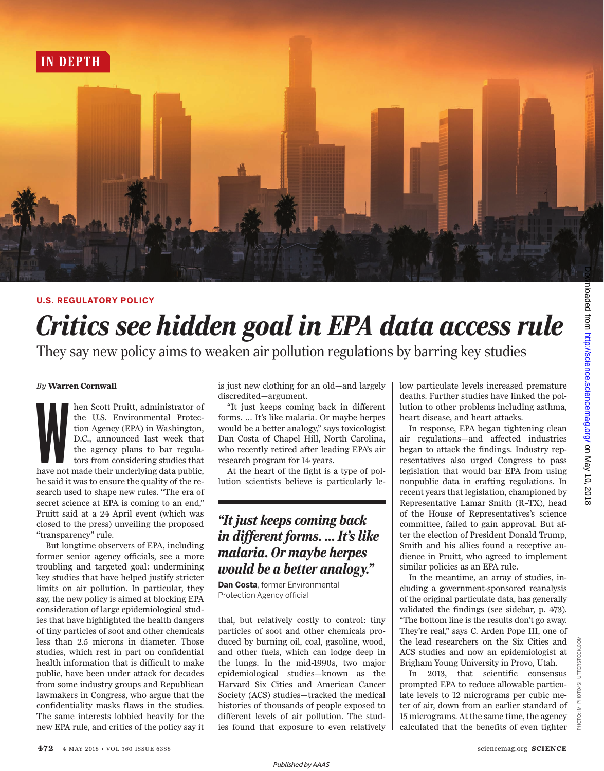IN DEPTH

U.S. REGULATORY POLICY

# Critics see hidden goal in EPA data access rule

## They say new policy aims to weaken air pollution regulations by barring key studies

*By* **Warren Cornwall**

When Scott Pruitt, administrator of the U.S. Environmental Protection Agency (EPA) in Washington, D.C., announced last week that the agency plans to bar regulators from considering studies that have not made their underlying data public, he said it was to ensure the quality of the research used to shape new rules. "The era of secret science at EPA is coming to an end," Pruitt said at a 24 April event (which was closed to the press) unveiling the proposed "transparency" rule.

But longtime observers of EPA, including former senior agency officials, see a more troubling and targeted goal: undermining key studies that have helped justify stricter limits on air pollution. In particular, they say, the new policy is aimed at blocking EPA consideration of large epidemiological studies that have highlighted the health dangers of tiny particles of soot and other chemicals less than 2.5 microns in diameter. Those studies, which rest in part on confidential health information that is difficult to make public, have been under attack for decades from some industry groups and Republican lawmakers in Congress, who argue that the confidentiality masks flaws in the studies. The same interests lobbied heavily for the new EPA rule, and critics of the policy say it is just new clothing for an old—and largely discredited—argument.

"It just keeps coming back in different forms. … It's like malaria. Or maybe herpes would be a better analogy," says toxicologist Dan Costa of Chapel Hill, North Carolina, who recently retired after leading EPA's air research program for 14 years.

At the heart of the fight is a type of pollution scientists believe is particularly lethal, but relatively costly to control: tiny particles of soot and other chemicals produced by burning oil, coal, gasoline, wood, and other fuels, which can lodge deep in the lungs. In the mid-1990s, two major epidemiological studies—known as the Harvard Six Cities and American Cancer Society (ACS) studies—tracked the medical histories of thousands of people exposed to different levels of air pollution. The studies found that exposure to even relatively low particulate levels increased premature deaths. Further studies have linked the pollution to other problems including asthma, heart disease, and heart attacks.

> *"It just keeps coming back in different forms. … It's like malaria. Or maybe herpes would be a better analogy."*
>
> **Dan Costa**, former Environmental Protection Agency official

In response, EPA began tightening clean air regulations—and affected industries began to attack the findings. Industry representatives also urged Congress to pass legislation that would bar EPA from using nonpublic data in crafting regulations. In recent years that legislation, championed by Representative Lamar Smith (R–TX), head of the House of Representatives's science committee, failed to gain approval. But after the election of President Donald Trump, Smith and his allies found a receptive audience in Pruitt, who agreed to implement similar policies as an EPA rule.

In the meantime, an array of studies, including a government-sponsored reanalysis of the original particulate data, has generally validated the findings (see sidebar, p. 473). "The bottom line is the results don't go away. They're real," says C. Arden Pope III, one of the lead researchers on the Six Cities and ACS studies and now an epidemiologist at Brigham Young University in Provo, Utah.

In 2013, that scientific consensus prompted EPA to reduce allowable particulate levels to 12 micrograms per cubic meter of air, down from an earlier standard of 15 micrograms. At the same time, the agency calculated that the benefits of even tighter

PHOTO: IM_PHOTO/SHUTTERSTOCK.COM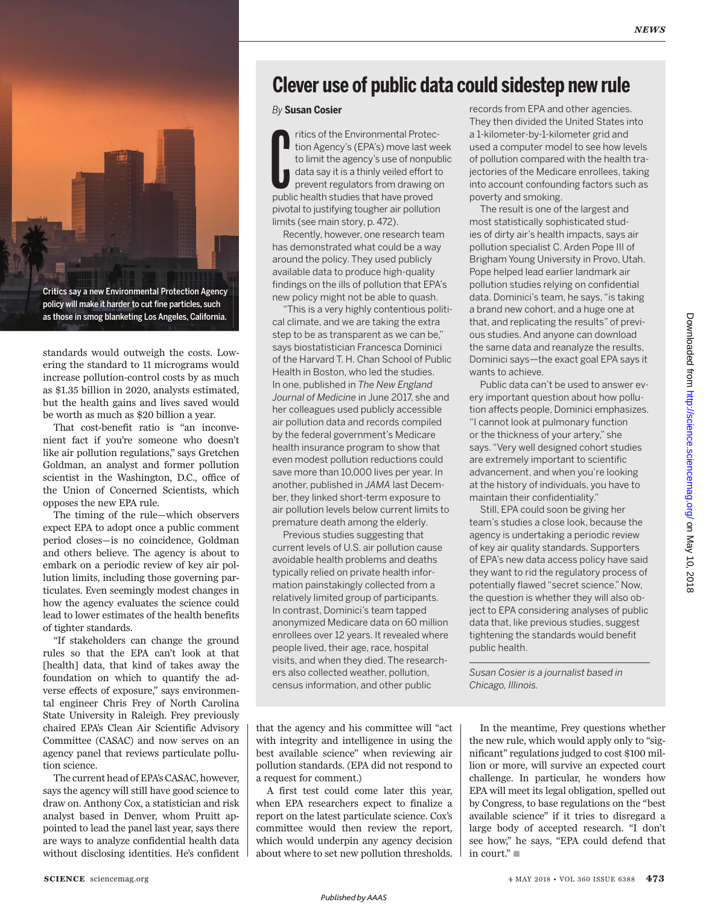Critics say a new Environmental Protection Agency policy will make it harder to cut fine particles, such as those in smog blanketing Los Angeles, California.

standards would outweigh the costs. Lowering the standard to 11 micrograms would increase pollution-control costs by as much as $1.35 billion in 2020, analysts estimated, but the health gains and lives saved would be worth as much as $20 billion a year.

That cost-benefit ratio is "an inconvenient fact if you're someone who doesn't like air pollution regulations," says Gretchen Goldman, an analyst and former pollution scientist in the Washington, D.C., office of the Union of Concerned Scientists, which opposes the new EPA rule.

The timing of the rule—which observers expect EPA to adopt once a public comment period closes—is no coincidence, Goldman and others believe. The agency is about to embark on a periodic review of key air pollution limits, including those governing particulates. Even seemingly modest changes in how the agency evaluates the science could lead to lower estimates of the health benefits of tighter standards.

"If stakeholders can change the ground rules so that the EPA can't look at that [health] data, that kind of takes away the foundation on which to quantify the adverse effects of exposure," says environmental engineer Chris Frey of North Carolina State University in Raleigh. Frey previously chaired EPA's Clean Air Scientific Advisory Committee (CASAC) and now serves on an agency panel that reviews particulate pollution science.

The current head of EPA's CASAC, however, says the agency will still have good science to draw on. Anthony Cox, a statistician and risk analyst based in Denver, whom Pruitt appointed to lead the panel last year, says there are ways to analyze confidential health data without disclosing identities. He's confident that the agency and his committee will "act with integrity and intelligence in using the best available science" when reviewing air pollution standards. (EPA did not respond to a request for comment.)

A first test could come later this year, when EPA researchers expect to finalize a report on the latest particulate science. Cox's committee would then review the report, which would underpin any agency decision about where to set new pollution thresholds.

In the meantime, Frey questions whether the new rule, which would apply only to "significant" regulations judged to cost $100 million or more, will survive an expected court challenge. In particular, he wonders how EPA will meet its legal obligation, spelled out by Congress, to base regulations on the "best available science" if it tries to disregard a large body of accepted research. "I don't see how," he says, "EPA could defend that in court." ■

## Clever use of public data could sidestep new rule

*By* **Susan Cosier**

Critics of the Environmental Protection Agency's (EPA's) move last week to limit the agency's use of nonpublic data say it is a thinly veiled effort to prevent regulators from drawing on public health studies that have proved pivotal to justifying tougher air pollution limits (see main story, p. 472).

Recently, however, one research team has demonstrated what could be a way around the policy. They used publicly available data to produce high-quality findings on the ills of pollution that EPA's new policy might not be able to quash.

"This is a very highly contentious political climate, and we are taking the extra step to be as transparent as we can be," says biostatistician Francesca Dominici of the Harvard T. H. Chan School of Public Health in Boston, who led the studies. In one, published in *The New England Journal of Medicine* in June 2017, she and her colleagues used publicly accessible air pollution data and records compiled by the federal government's Medicare health insurance program to show that even modest pollution reductions could save more than 10,000 lives per year. In another, published in *JAMA* last December, they linked short-term exposure to air pollution levels below current limits to premature death among the elderly.

Previous studies suggesting that current levels of U.S. air pollution cause avoidable health problems and deaths typically relied on private health information painstakingly collected from a relatively limited group of participants. In contrast, Dominici's team tapped anonymized Medicare data on 60 million enrollees over 12 years. It revealed where people lived, their age, race, hospital visits, and when they died. The researchers also collected weather, pollution, census information, and other public records from EPA and other agencies. They then divided the United States into a 1-kilometer-by-1-kilometer grid and used a computer model to see how levels of pollution compared with the health trajectories of the Medicare enrollees, taking into account confounding factors such as poverty and smoking.

The result is one of the largest and most statistically sophisticated studies of dirty air's health impacts, says air pollution specialist C. Arden Pope III of Brigham Young University in Provo, Utah. Pope helped lead earlier landmark air pollution studies relying on confidential data. Dominici's team, he says, "is taking a brand new cohort, and a huge one at that, and replicating the results" of previous studies. And anyone can download the same data and reanalyze the results, Dominici says—the exact goal EPA says it wants to achieve.

Public data can't be used to answer every important question about how pollution affects people, Dominici emphasizes. "I cannot look at pulmonary function or the thickness of your artery," she says. "Very well designed cohort studies are extremely important to scientific advancement, and when you're looking at the history of individuals, you have to maintain their confidentiality."

Still, EPA could soon be giving her team's studies a close look, because the agency is undertaking a periodic review of key air quality standards. Supporters of EPA's new data access policy have said they want to rid the regulatory process of potentially flawed "secret science." Now, the question is whether they will also object to EPA considering analyses of public data that, like previous studies, suggest tightening the standards would benefit public health.

*Susan Cosier is a journalist based in Chicago, Illinois.*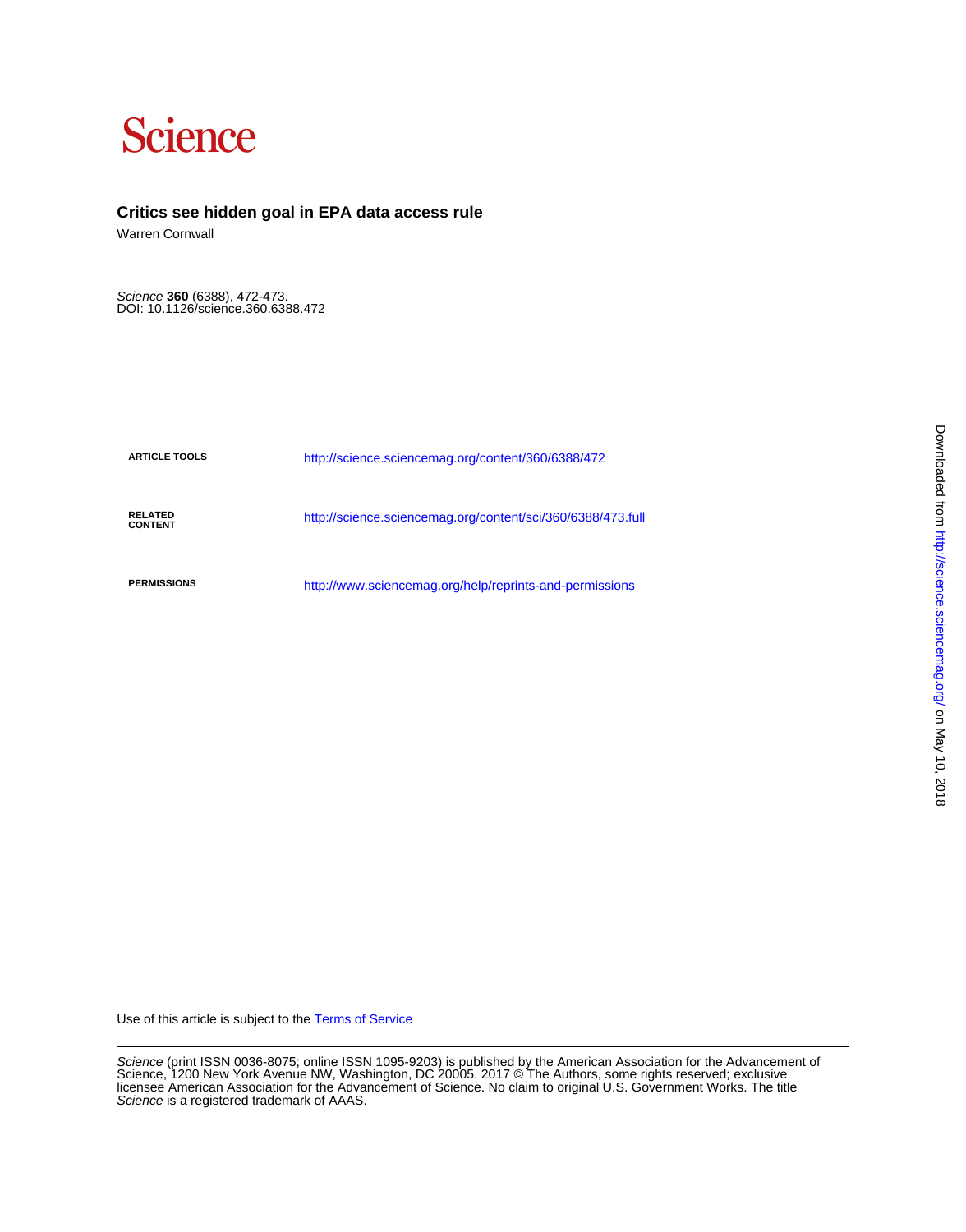# Science

## Critics see hidden goal in EPA data access rule

Warren Cornwall

*Science* **360** (6388), 472-473.
DOI: 10.1126/science.360.6388.472

**ARTICLE TOOLS** http://science.sciencemag.org/content/360/6388/472

**RELATED CONTENT** http://science.sciencemag.org/content/sci/360/6388/473.full

**PERMISSIONS** http://www.sciencemag.org/help/reprints-and-permissions

Use of this article is subject to the Terms of Service

*Science* (print ISSN 0036-8075; online ISSN 1095-9203) is published by the American Association for the Advancement of Science, 1200 New York Avenue NW, Washington, DC 20005. 2017 © The Authors, some rights reserved; exclusive licensee American Association for the Advancement of Science. No claim to original U.S. Government Works. The title *Science* is a registered trademark of AAAS.

Downloaded from http://science.sciencemag.org/ on May 10, 2018